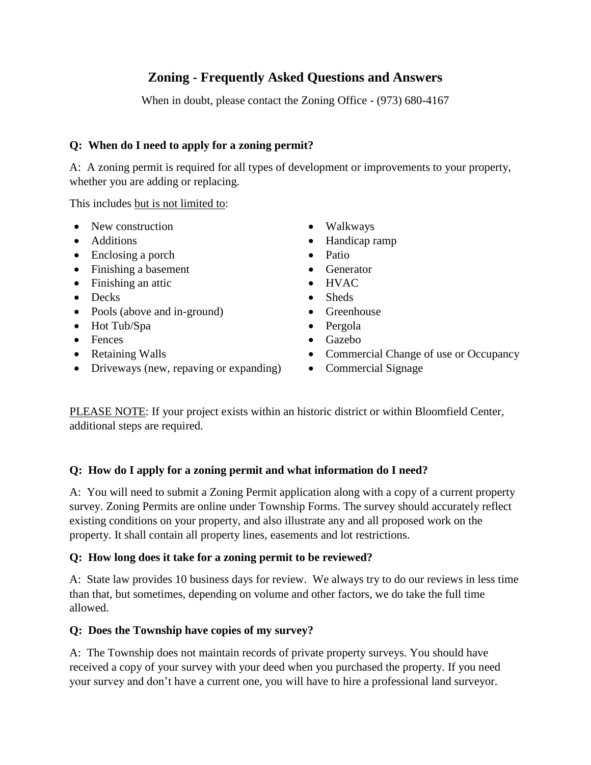# Zoning - Frequently Asked Questions and Answers

When in doubt, please contact the Zoning Office - (973) 680-4167

**Q: When do I need to apply for a zoning permit?**

A: A zoning permit is required for all types of development or improvements to your property, whether you are adding or replacing.

This includes but is not limited to:

- New construction
- Additions
- Enclosing a porch
- Finishing a basement
- Finishing an attic
- Decks
- Pools (above and in-ground)
- Hot Tub/Spa
- Fences
- Retaining Walls
- Driveways (new, repaving or expanding)
- Walkways
- Handicap ramp
- Patio
- Generator
- HVAC
- Sheds
- Greenhouse
- Pergola
- Gazebo
- Commercial Change of use or Occupancy
- Commercial Signage

PLEASE NOTE: If your project exists within an historic district or within Bloomfield Center, additional steps are required.

**Q: How do I apply for a zoning permit and what information do I need?**

A: You will need to submit a Zoning Permit application along with a copy of a current property survey. Zoning Permits are online under Township Forms. The survey should accurately reflect existing conditions on your property, and also illustrate any and all proposed work on the property. It shall contain all property lines, easements and lot restrictions.

**Q: How long does it take for a zoning permit to be reviewed?**

A: State law provides 10 business days for review. We always try to do our reviews in less time than that, but sometimes, depending on volume and other factors, we do take the full time allowed.

**Q: Does the Township have copies of my survey?**

A: The Township does not maintain records of private property surveys. You should have received a copy of your survey with your deed when you purchased the property. If you need your survey and don't have a current one, you will have to hire a professional land surveyor.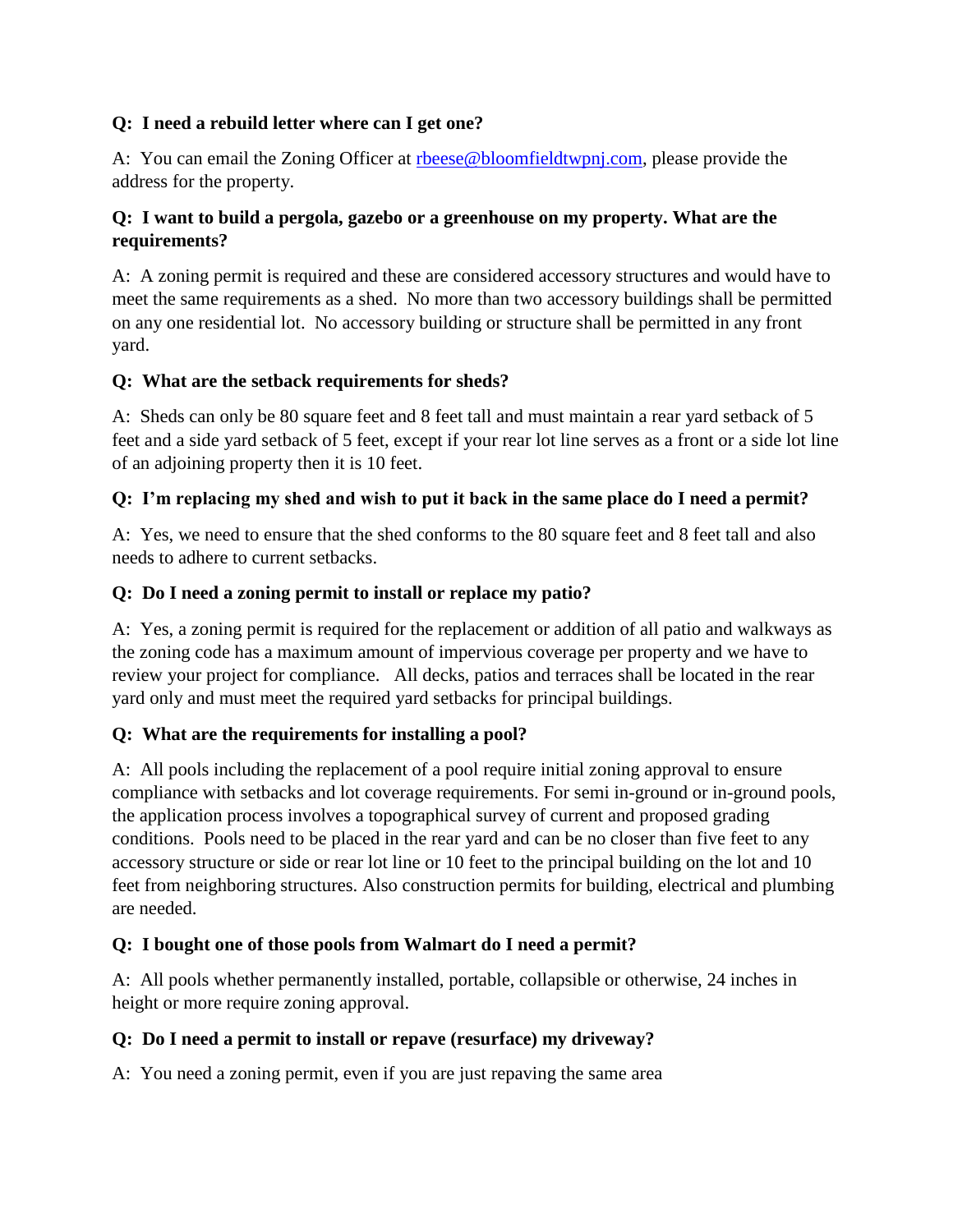**Q: I need a rebuild letter where can I get one?**

A: You can email the Zoning Officer at [rbeese@bloomfieldtwpnj.com](mailto:rbeese@bloomfieldtwpnj.com), please provide the address for the property.

**Q: I want to build a pergola, gazebo or a greenhouse on my property. What are the requirements?**

A: A zoning permit is required and these are considered accessory structures and would have to meet the same requirements as a shed. No more than two accessory buildings shall be permitted on any one residential lot. No accessory building or structure shall be permitted in any front yard.

**Q: What are the setback requirements for sheds?**

A: Sheds can only be 80 square feet and 8 feet tall and must maintain a rear yard setback of 5 feet and a side yard setback of 5 feet, except if your rear lot line serves as a front or a side lot line of an adjoining property then it is 10 feet.

**Q: I'm replacing my shed and wish to put it back in the same place do I need a permit?**

A: Yes, we need to ensure that the shed conforms to the 80 square feet and 8 feet tall and also needs to adhere to current setbacks.

**Q: Do I need a zoning permit to install or replace my patio?**

A: Yes, a zoning permit is required for the replacement or addition of all patio and walkways as the zoning code has a maximum amount of impervious coverage per property and we have to review your project for compliance. All decks, patios and terraces shall be located in the rear yard only and must meet the required yard setbacks for principal buildings.

**Q: What are the requirements for installing a pool?**

A: All pools including the replacement of a pool require initial zoning approval to ensure compliance with setbacks and lot coverage requirements. For semi in-ground or in-ground pools, the application process involves a topographical survey of current and proposed grading conditions. Pools need to be placed in the rear yard and can be no closer than five feet to any accessory structure or side or rear lot line or 10 feet to the principal building on the lot and 10 feet from neighboring structures. Also construction permits for building, electrical and plumbing are needed.

**Q: I bought one of those pools from Walmart do I need a permit?**

A: All pools whether permanently installed, portable, collapsible or otherwise, 24 inches in height or more require zoning approval.

**Q: Do I need a permit to install or repave (resurface) my driveway?**

A: You need a zoning permit, even if you are just repaving the same area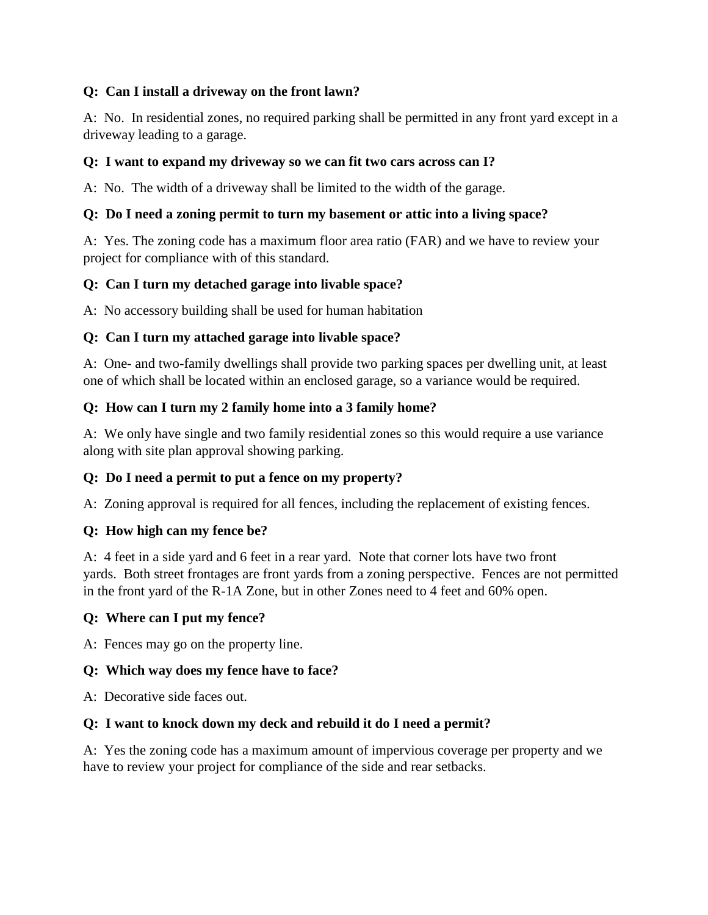**Q: Can I install a driveway on the front lawn?**

A: No. In residential zones, no required parking shall be permitted in any front yard except in a driveway leading to a garage.

**Q: I want to expand my driveway so we can fit two cars across can I?**

A: No. The width of a driveway shall be limited to the width of the garage.

**Q: Do I need a zoning permit to turn my basement or attic into a living space?**

A: Yes. The zoning code has a maximum floor area ratio (FAR) and we have to review your project for compliance with of this standard.

**Q: Can I turn my detached garage into livable space?**

A: No accessory building shall be used for human habitation

**Q: Can I turn my attached garage into livable space?**

A: One- and two-family dwellings shall provide two parking spaces per dwelling unit, at least one of which shall be located within an enclosed garage, so a variance would be required.

**Q: How can I turn my 2 family home into a 3 family home?**

A: We only have single and two family residential zones so this would require a use variance along with site plan approval showing parking.

**Q: Do I need a permit to put a fence on my property?**

A: Zoning approval is required for all fences, including the replacement of existing fences.

**Q: How high can my fence be?**

A: 4 feet in a side yard and 6 feet in a rear yard. Note that corner lots have two front yards. Both street frontages are front yards from a zoning perspective. Fences are not permitted in the front yard of the R-1A Zone, but in other Zones need to 4 feet and 60% open.

**Q: Where can I put my fence?**

A: Fences may go on the property line.

**Q: Which way does my fence have to face?**

A: Decorative side faces out.

**Q: I want to knock down my deck and rebuild it do I need a permit?**

A: Yes the zoning code has a maximum amount of impervious coverage per property and we have to review your project for compliance of the side and rear setbacks.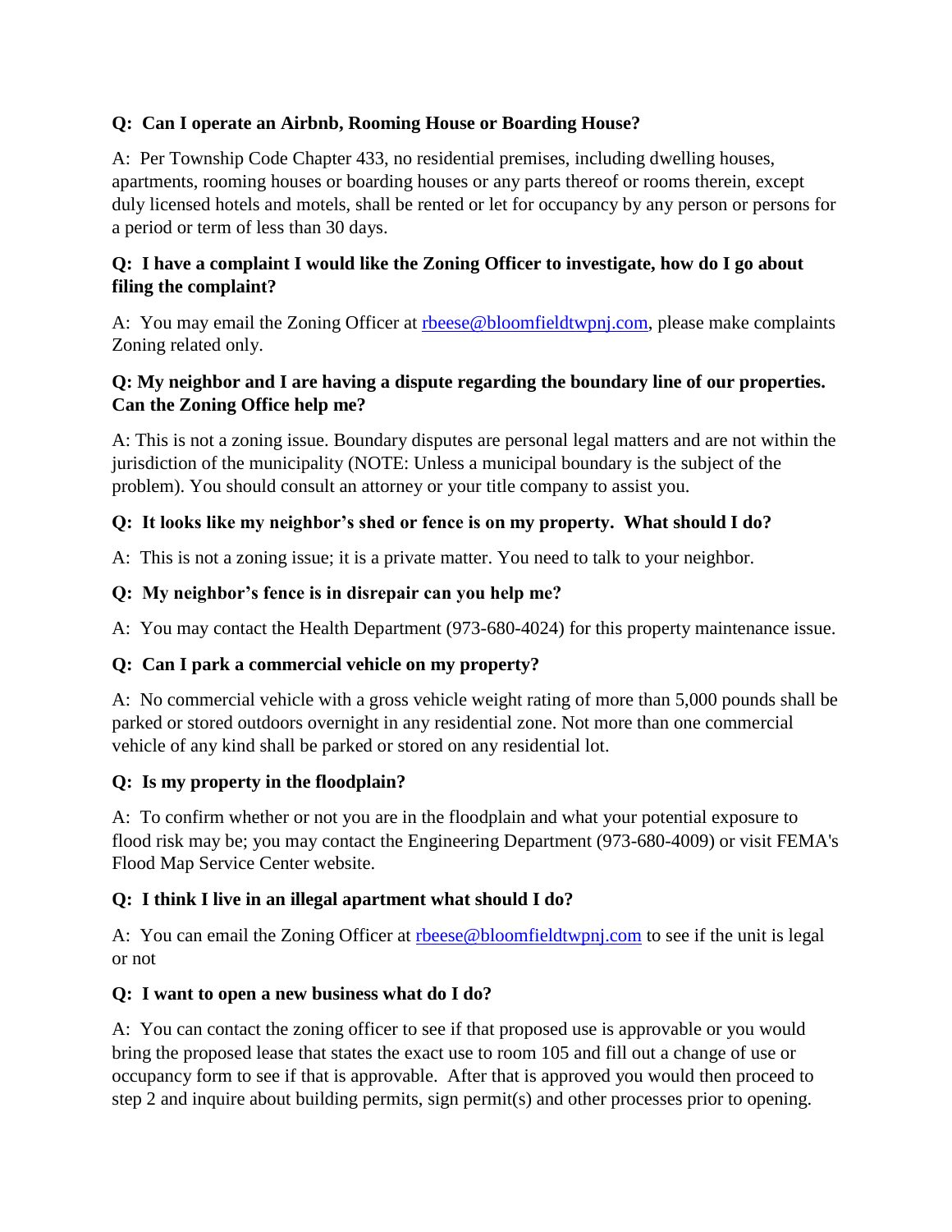**Q: Can I operate an Airbnb, Rooming House or Boarding House?**

A: Per Township Code Chapter 433, no residential premises, including dwelling houses, apartments, rooming houses or boarding houses or any parts thereof or rooms therein, except duly licensed hotels and motels, shall be rented or let for occupancy by any person or persons for a period or term of less than 30 days.

**Q: I have a complaint I would like the Zoning Officer to investigate, how do I go about filing the complaint?**

A: You may email the Zoning Officer at rbeese@bloomfieldtwpnj.com, please make complaints Zoning related only.

**Q: My neighbor and I are having a dispute regarding the boundary line of our properties. Can the Zoning Office help me?**

A: This is not a zoning issue. Boundary disputes are personal legal matters and are not within the jurisdiction of the municipality (NOTE: Unless a municipal boundary is the subject of the problem). You should consult an attorney or your title company to assist you.

**Q: It looks like my neighbor's shed or fence is on my property. What should I do?**

A: This is not a zoning issue; it is a private matter. You need to talk to your neighbor.

**Q: My neighbor's fence is in disrepair can you help me?**

A: You may contact the Health Department (973-680-4024) for this property maintenance issue.

**Q: Can I park a commercial vehicle on my property?**

A: No commercial vehicle with a gross vehicle weight rating of more than 5,000 pounds shall be parked or stored outdoors overnight in any residential zone. Not more than one commercial vehicle of any kind shall be parked or stored on any residential lot.

**Q: Is my property in the floodplain?**

A: To confirm whether or not you are in the floodplain and what your potential exposure to flood risk may be; you may contact the Engineering Department (973-680-4009) or visit FEMA's Flood Map Service Center website.

**Q: I think I live in an illegal apartment what should I do?**

A: You can email the Zoning Officer at rbeese@bloomfieldtwpnj.com to see if the unit is legal or not

**Q: I want to open a new business what do I do?**

A: You can contact the zoning officer to see if that proposed use is approvable or you would bring the proposed lease that states the exact use to room 105 and fill out a change of use or occupancy form to see if that is approvable. After that is approved you would then proceed to step 2 and inquire about building permits, sign permit(s) and other processes prior to opening.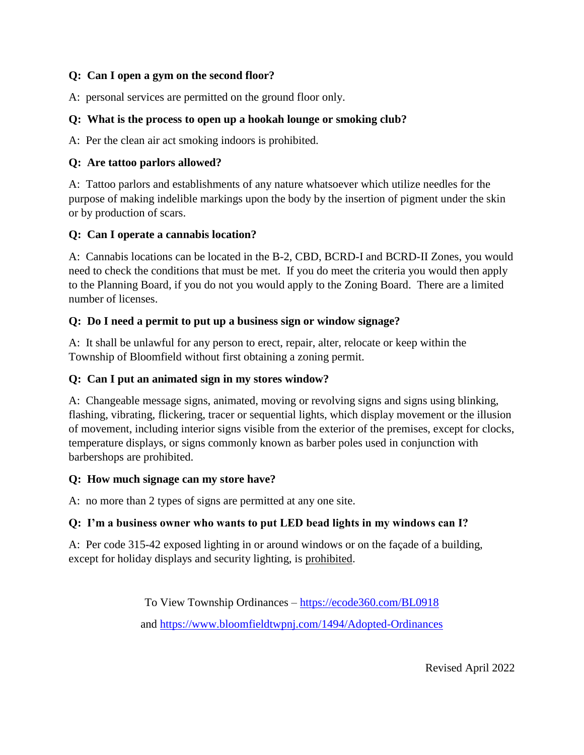**Q: Can I open a gym on the second floor?**

A: personal services are permitted on the ground floor only.

**Q: What is the process to open up a hookah lounge or smoking club?**

A: Per the clean air act smoking indoors is prohibited.

**Q: Are tattoo parlors allowed?**

A: Tattoo parlors and establishments of any nature whatsoever which utilize needles for the purpose of making indelible markings upon the body by the insertion of pigment under the skin or by production of scars.

**Q: Can I operate a cannabis location?**

A: Cannabis locations can be located in the B-2, CBD, BCRD-I and BCRD-II Zones, you would need to check the conditions that must be met. If you do meet the criteria you would then apply to the Planning Board, if you do not you would apply to the Zoning Board. There are a limited number of licenses.

**Q: Do I need a permit to put up a business sign or window signage?**

A: It shall be unlawful for any person to erect, repair, alter, relocate or keep within the Township of Bloomfield without first obtaining a zoning permit.

**Q: Can I put an animated sign in my stores window?**

A: Changeable message signs, animated, moving or revolving signs and signs using blinking, flashing, vibrating, flickering, tracer or sequential lights, which display movement or the illusion of movement, including interior signs visible from the exterior of the premises, except for clocks, temperature displays, or signs commonly known as barber poles used in conjunction with barbershops are prohibited.

**Q: How much signage can my store have?**

A: no more than 2 types of signs are permitted at any one site.

**Q: I'm a business owner who wants to put LED bead lights in my windows can I?**

A: Per code 315-42 exposed lighting in or around windows or on the façade of a building, except for holiday displays and security lighting, is prohibited.

To View Township Ordinances – https://ecode360.com/BL0918

and https://www.bloomfieldtwpnj.com/1494/Adopted-Ordinances

Revised April 2022